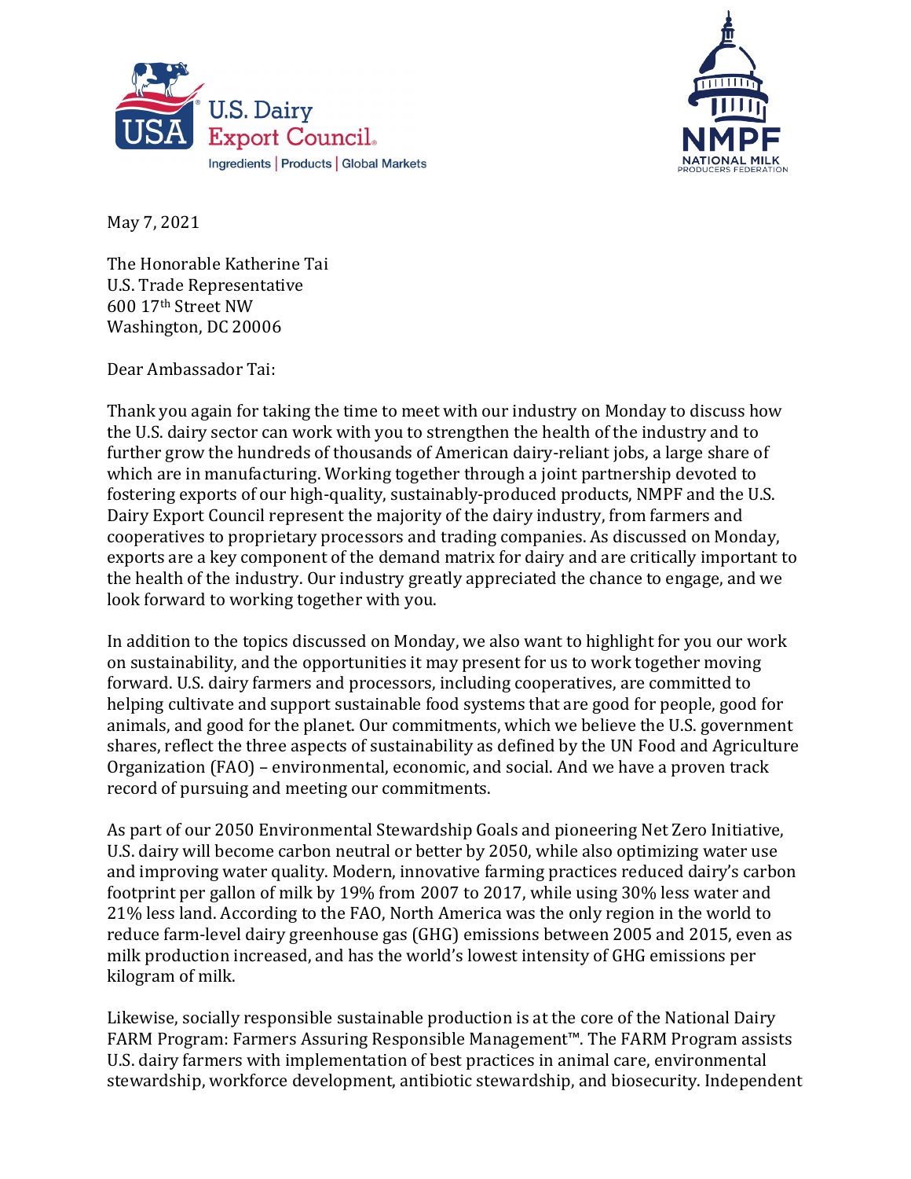U.S. Dairy Export Council
Ingredients | Products | Global Markets

NMPF
NATIONAL MILK PRODUCERS FEDERATION

May 7, 2021

The Honorable Katherine Tai
U.S. Trade Representative
600 17th Street NW
Washington, DC 20006

Dear Ambassador Tai:

Thank you again for taking the time to meet with our industry on Monday to discuss how the U.S. dairy sector can work with you to strengthen the health of the industry and to further grow the hundreds of thousands of American dairy-reliant jobs, a large share of which are in manufacturing. Working together through a joint partnership devoted to fostering exports of our high-quality, sustainably-produced products, NMPF and the U.S. Dairy Export Council represent the majority of the dairy industry, from farmers and cooperatives to proprietary processors and trading companies. As discussed on Monday, exports are a key component of the demand matrix for dairy and are critically important to the health of the industry. Our industry greatly appreciated the chance to engage, and we look forward to working together with you.

In addition to the topics discussed on Monday, we also want to highlight for you our work on sustainability, and the opportunities it may present for us to work together moving forward. U.S. dairy farmers and processors, including cooperatives, are committed to helping cultivate and support sustainable food systems that are good for people, good for animals, and good for the planet. Our commitments, which we believe the U.S. government shares, reflect the three aspects of sustainability as defined by the UN Food and Agriculture Organization (FAO) – environmental, economic, and social. And we have a proven track record of pursuing and meeting our commitments.

As part of our 2050 Environmental Stewardship Goals and pioneering Net Zero Initiative, U.S. dairy will become carbon neutral or better by 2050, while also optimizing water use and improving water quality. Modern, innovative farming practices reduced dairy's carbon footprint per gallon of milk by 19% from 2007 to 2017, while using 30% less water and 21% less land. According to the FAO, North America was the only region in the world to reduce farm-level dairy greenhouse gas (GHG) emissions between 2005 and 2015, even as milk production increased, and has the world's lowest intensity of GHG emissions per kilogram of milk.

Likewise, socially responsible sustainable production is at the core of the National Dairy FARM Program: Farmers Assuring Responsible Management™. The FARM Program assists U.S. dairy farmers with implementation of best practices in animal care, environmental stewardship, workforce development, antibiotic stewardship, and biosecurity. Independent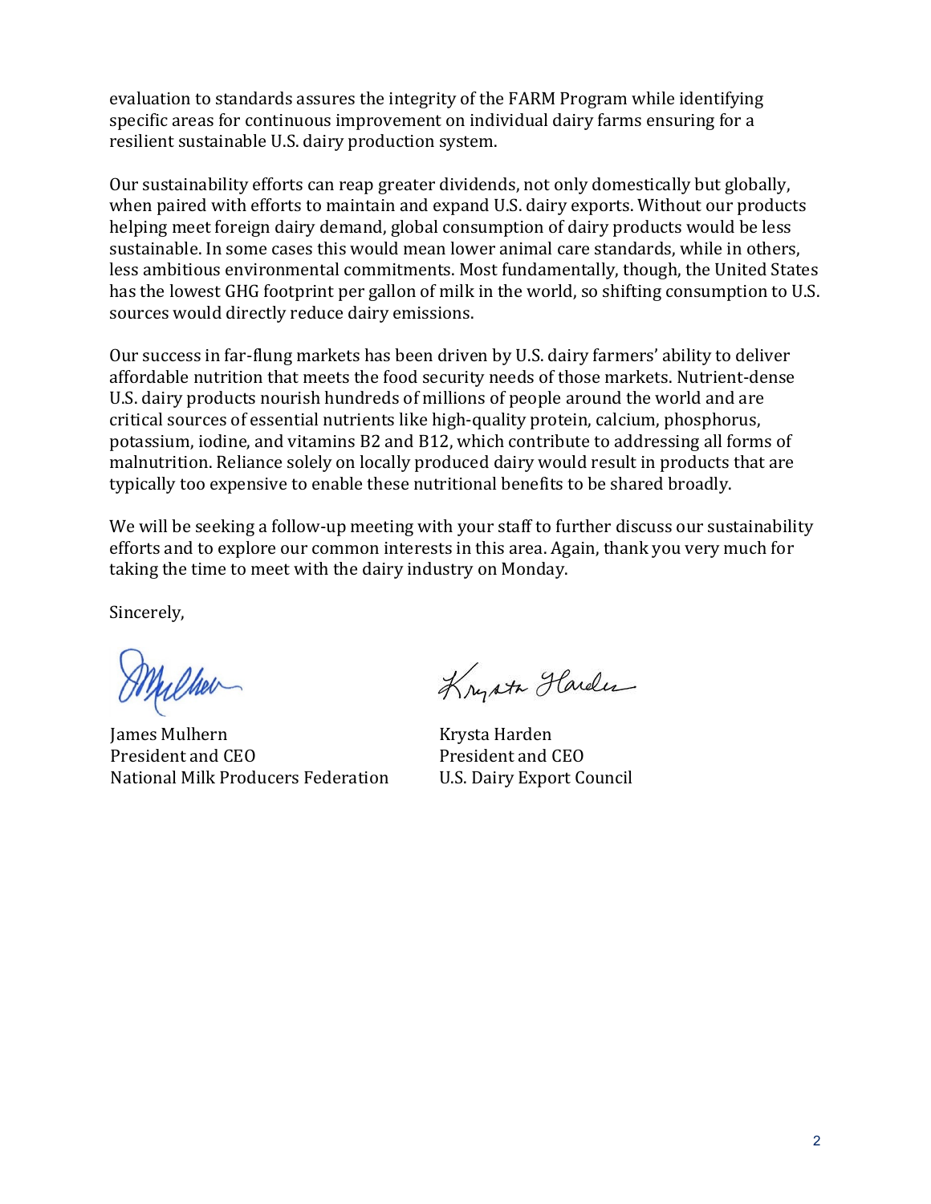evaluation to standards assures the integrity of the FARM Program while identifying specific areas for continuous improvement on individual dairy farms ensuring for a resilient sustainable U.S. dairy production system.

Our sustainability efforts can reap greater dividends, not only domestically but globally, when paired with efforts to maintain and expand U.S. dairy exports. Without our products helping meet foreign dairy demand, global consumption of dairy products would be less sustainable. In some cases this would mean lower animal care standards, while in others, less ambitious environmental commitments. Most fundamentally, though, the United States has the lowest GHG footprint per gallon of milk in the world, so shifting consumption to U.S. sources would directly reduce dairy emissions.

Our success in far-flung markets has been driven by U.S. dairy farmers' ability to deliver affordable nutrition that meets the food security needs of those markets. Nutrient-dense U.S. dairy products nourish hundreds of millions of people around the world and are critical sources of essential nutrients like high-quality protein, calcium, phosphorus, potassium, iodine, and vitamins B2 and B12, which contribute to addressing all forms of malnutrition. Reliance solely on locally produced dairy would result in products that are typically too expensive to enable these nutritional benefits to be shared broadly.

We will be seeking a follow-up meeting with your staff to further discuss our sustainability efforts and to explore our common interests in this area. Again, thank you very much for taking the time to meet with the dairy industry on Monday.

Sincerely,

James Mulhern
President and CEO
National Milk Producers Federation

Krysta Harden
President and CEO
U.S. Dairy Export Council